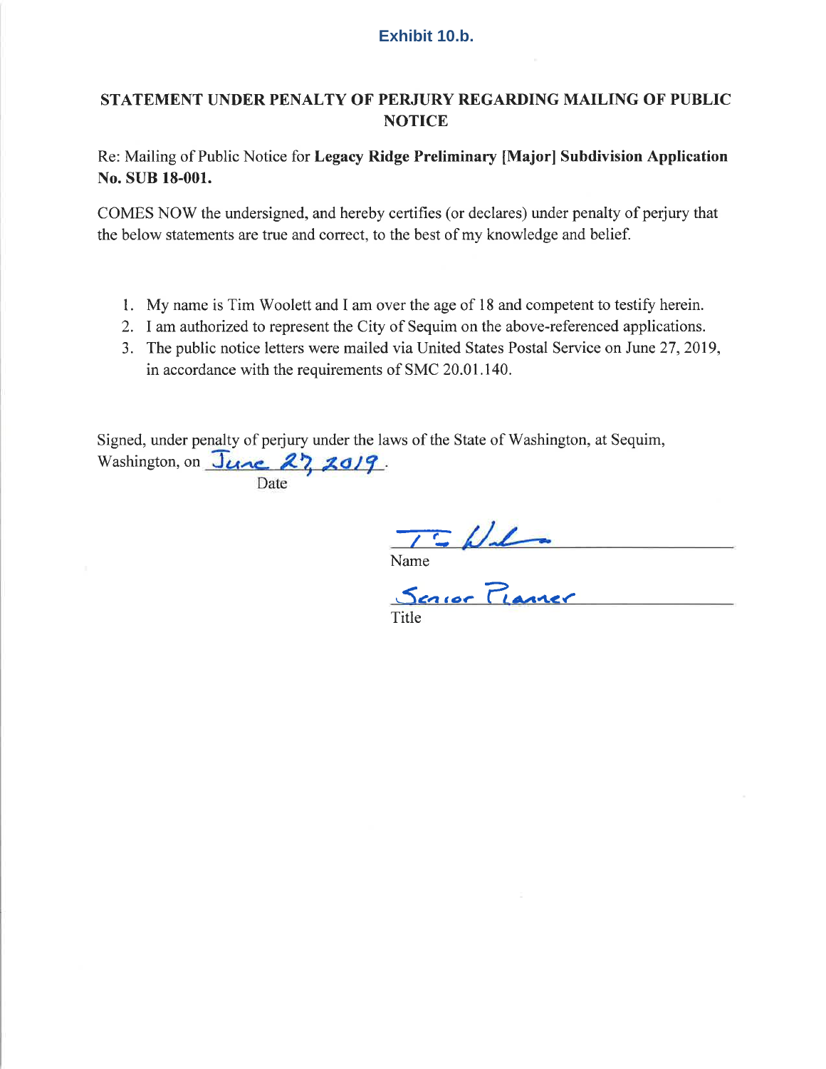**Exhibit 10.b.**

# STATEMENT UNDER PENALTY OF PERJURY REGARDING MAILING OF PUBLIC NOTICE

Re: Mailing of Public Notice for **Legacy Ridge Preliminary [Major] Subdivision Application No. SUB 18-001.**

COMES NOW the undersigned, and hereby certifies (or declares) under penalty of perjury that the below statements are true and correct, to the best of my knowledge and belief.

1. My name is Tim Woolett and I am over the age of 18 and competent to testify herein.
2. I am authorized to represent the City of Sequim on the above-referenced applications.
3. The public notice letters were mailed via United States Postal Service on June 27, 2019, in accordance with the requirements of SMC 20.01.140.

Signed, under penalty of perjury under the laws of the State of Washington, at Sequim, Washington, on June 27, 2019.
Date

T. Wool
Name

Senior Planner
Title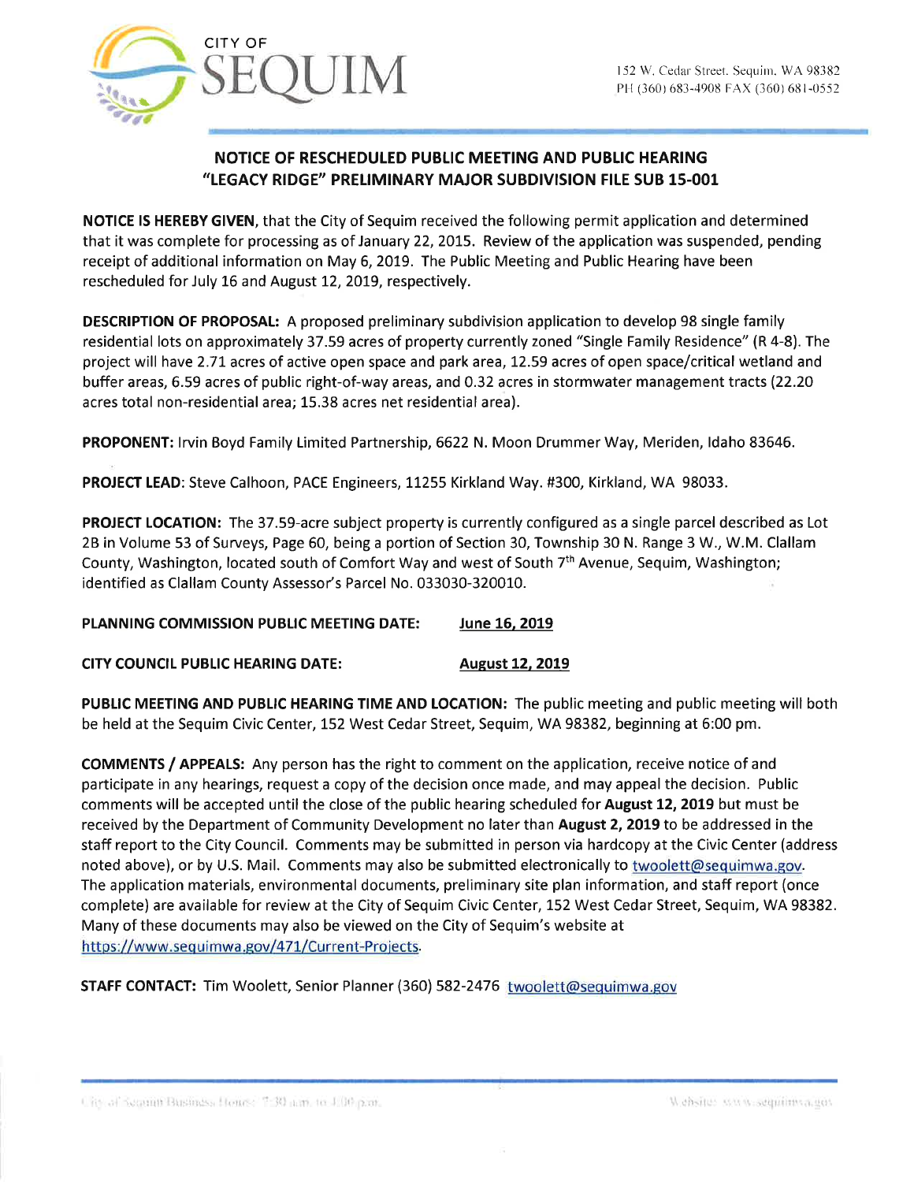CITY OF SEQUIM

152 W. Cedar Street, Sequim, WA 98382
PH (360) 683-4908 FAX (360) 681-0552

## NOTICE OF RESCHEDULED PUBLIC MEETING AND PUBLIC HEARING "LEGACY RIDGE" PRELIMINARY MAJOR SUBDIVISION FILE SUB 15-001

**NOTICE IS HEREBY GIVEN**, that the City of Sequim received the following permit application and determined that it was complete for processing as of January 22, 2015. Review of the application was suspended, pending receipt of additional information on May 6, 2019. The Public Meeting and Public Hearing have been rescheduled for July 16 and August 12, 2019, respectively.

**DESCRIPTION OF PROPOSAL:** A proposed preliminary subdivision application to develop 98 single family residential lots on approximately 37.59 acres of property currently zoned "Single Family Residence" (R 4-8). The project will have 2.71 acres of active open space and park area, 12.59 acres of open space/critical wetland and buffer areas, 6.59 acres of public right-of-way areas, and 0.32 acres in stormwater management tracts (22.20 acres total non-residential area; 15.38 acres net residential area).

**PROPONENT:** Irvin Boyd Family Limited Partnership, 6622 N. Moon Drummer Way, Meriden, Idaho 83646.

**PROJECT LEAD**: Steve Calhoon, PACE Engineers, 11255 Kirkland Way. #300, Kirkland, WA 98033.

**PROJECT LOCATION:** The 37.59-acre subject property is currently configured as a single parcel described as Lot 2B in Volume 53 of Surveys, Page 60, being a portion of Section 30, Township 30 N. Range 3 W., W.M. Clallam County, Washington, located south of Comfort Way and west of South 7th Avenue, Sequim, Washington; identified as Clallam County Assessor's Parcel No. 033030-320010.

**PLANNING COMMISSION PUBLIC MEETING DATE:** **June 16, 2019**

**CITY COUNCIL PUBLIC HEARING DATE:** **August 12, 2019**

**PUBLIC MEETING AND PUBLIC HEARING TIME AND LOCATION:** The public meeting and public meeting will both be held at the Sequim Civic Center, 152 West Cedar Street, Sequim, WA 98382, beginning at 6:00 pm.

**COMMENTS / APPEALS:** Any person has the right to comment on the application, receive notice of and participate in any hearings, request a copy of the decision once made, and may appeal the decision. Public comments will be accepted until the close of the public hearing scheduled for **August 12, 2019** but must be received by the Department of Community Development no later than **August 2, 2019** to be addressed in the staff report to the City Council. Comments may be submitted in person via hardcopy at the Civic Center (address noted above), or by U.S. Mail. Comments may also be submitted electronically to twoolett@sequimwa.gov. The application materials, environmental documents, preliminary site plan information, and staff report (once complete) are available for review at the City of Sequim Civic Center, 152 West Cedar Street, Sequim, WA 98382. Many of these documents may also be viewed on the City of Sequim's website at https://www.sequimwa.gov/471/Current-Projects.

**STAFF CONTACT:** Tim Woolett, Senior Planner (360) 582-2476 twoolett@sequimwa.gov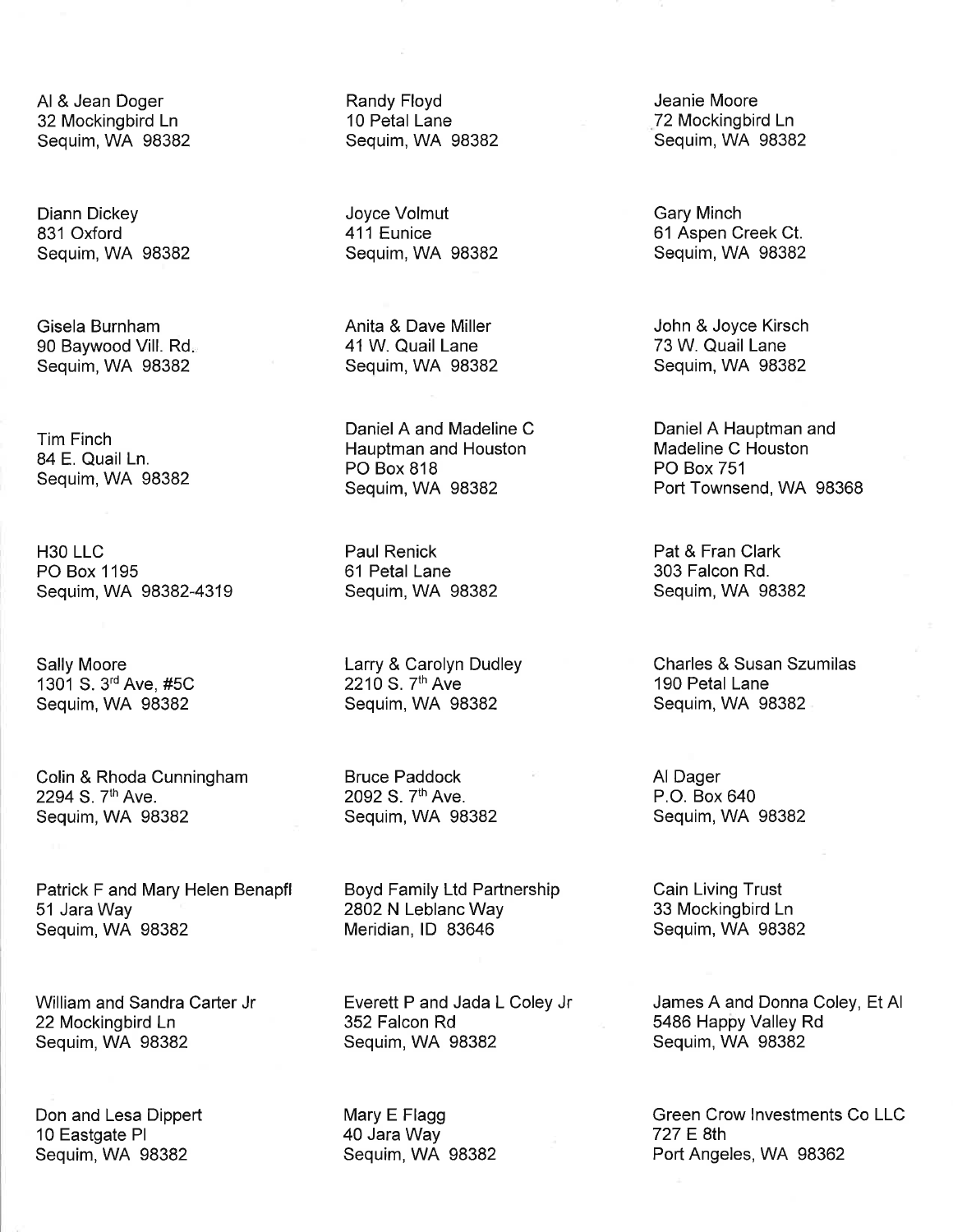Al & Jean Doger
32 Mockingbird Ln
Sequim, WA 98382

Randy Floyd
10 Petal Lane
Sequim, WA 98382

Jeanie Moore
72 Mockingbird Ln
Sequim, WA 98382

Diann Dickey
831 Oxford
Sequim, WA 98382

Joyce Volmut
411 Eunice
Sequim, WA 98382

Gary Minch
61 Aspen Creek Ct.
Sequim, WA 98382

Gisela Burnham
90 Baywood Vill. Rd.
Sequim, WA 98382

Anita & Dave Miller
41 W. Quail Lane
Sequim, WA 98382

John & Joyce Kirsch
73 W. Quail Lane
Sequim, WA 98382

Tim Finch
84 E. Quail Ln.
Sequim, WA 98382

Daniel A and Madeline C
Hauptman and Houston
PO Box 818
Sequim, WA 98382

Daniel A Hauptman and
Madeline C Houston
PO Box 751
Port Townsend, WA 98368

H30 LLC
PO Box 1195
Sequim, WA 98382-4319

Paul Renick
61 Petal Lane
Sequim, WA 98382

Pat & Fran Clark
303 Falcon Rd.
Sequim, WA 98382

Sally Moore
1301 S. 3rd Ave, #5C
Sequim, WA 98382

Larry & Carolyn Dudley
2210 S. 7th Ave
Sequim, WA 98382

Charles & Susan Szumilas
190 Petal Lane
Sequim, WA 98382

Colin & Rhoda Cunningham
2294 S. 7th Ave.
Sequim, WA 98382

Bruce Paddock
2092 S. 7th Ave.
Sequim, WA 98382

Al Dager
P.O. Box 640
Sequim, WA 98382

Patrick F and Mary Helen Benapfl
51 Jara Way
Sequim, WA 98382

Boyd Family Ltd Partnership
2802 N Leblanc Way
Meridian, ID 83646

Cain Living Trust
33 Mockingbird Ln
Sequim, WA 98382

William and Sandra Carter Jr
22 Mockingbird Ln
Sequim, WA 98382

Everett P and Jada L Coley Jr
352 Falcon Rd
Sequim, WA 98382

James A and Donna Coley, Et Al
5486 Happy Valley Rd
Sequim, WA 98382

Don and Lesa Dippert
10 Eastgate Pl
Sequim, WA 98382

Mary E Flagg
40 Jara Way
Sequim, WA 98382

Green Crow Investments Co LLC
727 E 8th
Port Angeles, WA 98362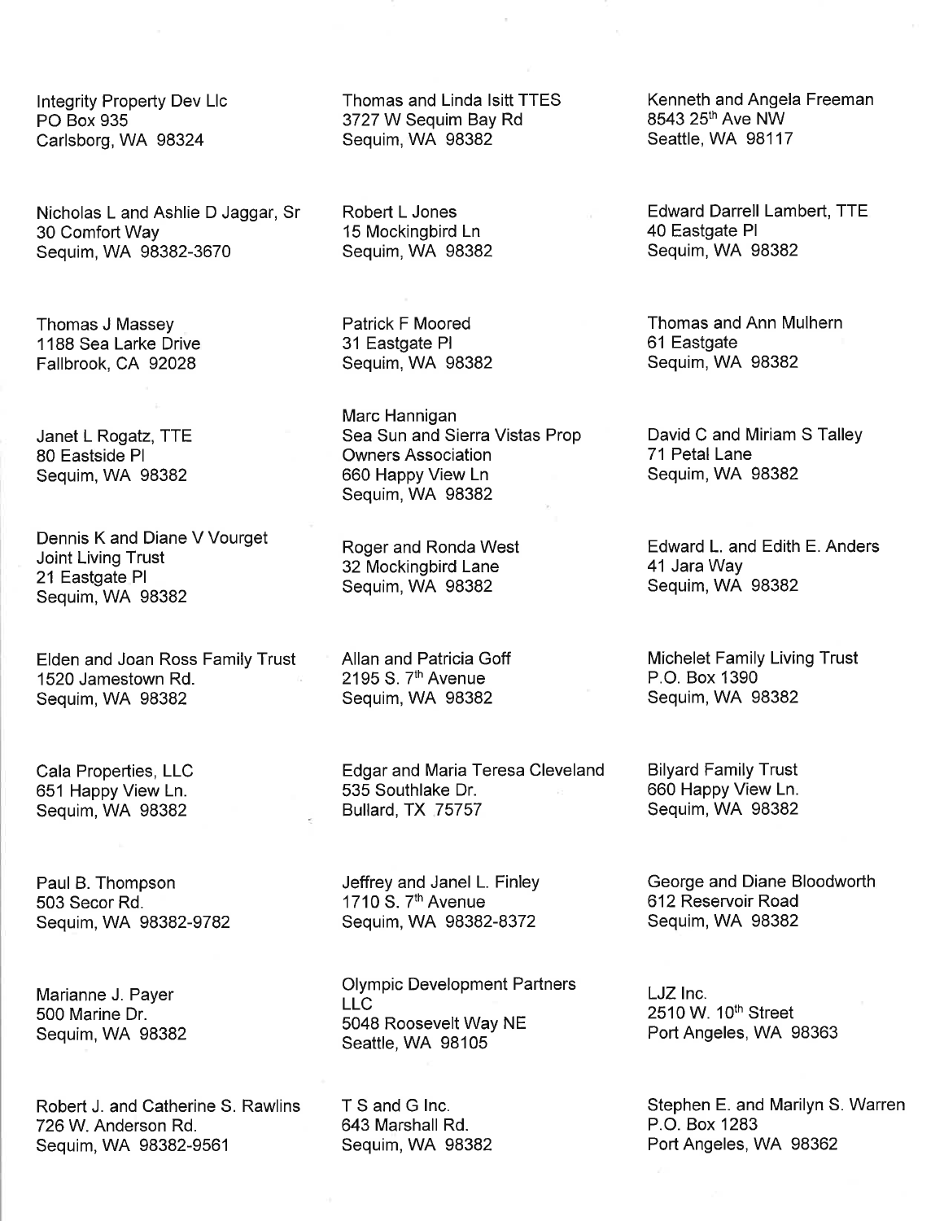Integrity Property Dev Llc
PO Box 935
Carlsborg, WA 98324

Thomas and Linda Isitt TTES
3727 W Sequim Bay Rd
Sequim, WA 98382

Kenneth and Angela Freeman
8543 25th Ave NW
Seattle, WA 98117

Nicholas L and Ashlie D Jaggar, Sr
30 Comfort Way
Sequim, WA 98382-3670

Robert L Jones
15 Mockingbird Ln
Sequim, WA 98382

Edward Darrell Lambert, TTE
40 Eastgate Pl
Sequim, WA 98382

Thomas J Massey
1188 Sea Larke Drive
Fallbrook, CA 92028

Patrick F Moored
31 Eastgate Pl
Sequim, WA 98382

Thomas and Ann Mulhern
61 Eastgate
Sequim, WA 98382

Janet L Rogatz, TTE
80 Eastside Pl
Sequim, WA 98382

Marc Hannigan
Sea Sun and Sierra Vistas Prop
Owners Association
660 Happy View Ln
Sequim, WA 98382

David C and Miriam S Talley
71 Petal Lane
Sequim, WA 98382

Dennis K and Diane V Vourget
Joint Living Trust
21 Eastgate Pl
Sequim, WA 98382

Roger and Ronda West
32 Mockingbird Lane
Sequim, WA 98382

Edward L. and Edith E. Anders
41 Jara Way
Sequim, WA 98382

Elden and Joan Ross Family Trust
1520 Jamestown Rd.
Sequim, WA 98382

Allan and Patricia Goff
2195 S. 7th Avenue
Sequim, WA 98382

Michelet Family Living Trust
P.O. Box 1390
Sequim, WA 98382

Cala Properties, LLC
651 Happy View Ln.
Sequim, WA 98382

Edgar and Maria Teresa Cleveland
535 Southlake Dr.
Bullard, TX 75757

Bilyard Family Trust
660 Happy View Ln.
Sequim, WA 98382

Paul B. Thompson
503 Secor Rd.
Sequim, WA 98382-9782

Jeffrey and Janel L. Finley
1710 S. 7th Avenue
Sequim, WA 98382-8372

George and Diane Bloodworth
612 Reservoir Road
Sequim, WA 98382

Marianne J. Payer
500 Marine Dr.
Sequim, WA 98382

Olympic Development Partners
LLC
5048 Roosevelt Way NE
Seattle, WA 98105

LJZ Inc.
2510 W. 10th Street
Port Angeles, WA 98363

Robert J. and Catherine S. Rawlins
726 W. Anderson Rd.
Sequim, WA 98382-9561

T S and G Inc.
643 Marshall Rd.
Sequim, WA 98382

Stephen E. and Marilyn S. Warren
P.O. Box 1283
Port Angeles, WA 98362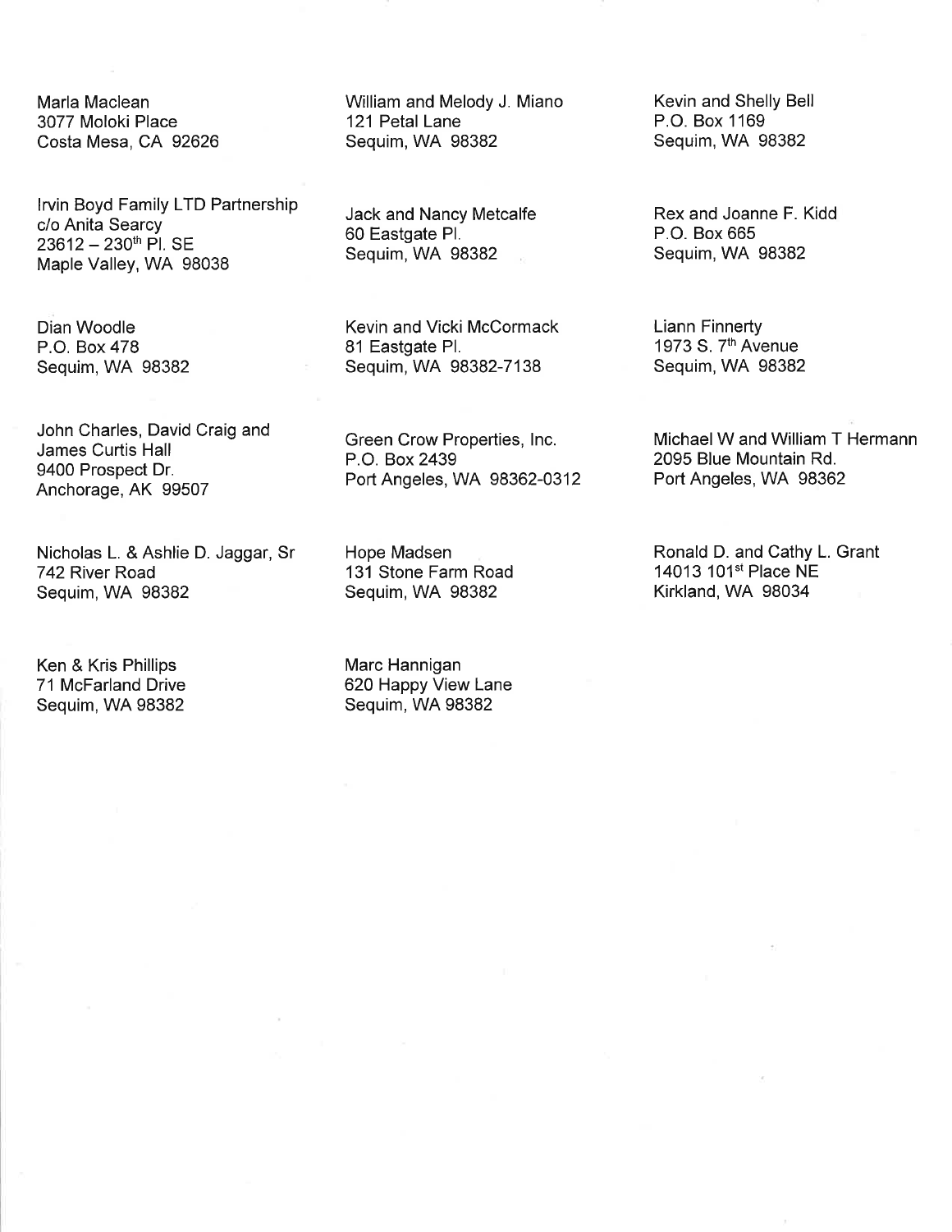Marla Maclean
3077 Moloki Place
Costa Mesa, CA 92626

Irvin Boyd Family LTD Partnership
c/o Anita Searcy
23612 – 230th Pl. SE
Maple Valley, WA 98038

Dian Woodle
P.O. Box 478
Sequim, WA 98382

John Charles, David Craig and
James Curtis Hall
9400 Prospect Dr.
Anchorage, AK 99507

Nicholas L. & Ashlie D. Jaggar, Sr
742 River Road
Sequim, WA 98382

Ken & Kris Phillips
71 McFarland Drive
Sequim, WA 98382

William and Melody J. Miano
121 Petal Lane
Sequim, WA 98382

Jack and Nancy Metcalfe
60 Eastgate Pl.
Sequim, WA 98382

Kevin and Vicki McCormack
81 Eastgate Pl.
Sequim, WA 98382-7138

Green Crow Properties, Inc.
P.O. Box 2439
Port Angeles, WA 98362-0312

Hope Madsen
131 Stone Farm Road
Sequim, WA 98382

Marc Hannigan
620 Happy View Lane
Sequim, WA 98382

Kevin and Shelly Bell
P.O. Box 1169
Sequim, WA 98382

Rex and Joanne F. Kidd
P.O. Box 665
Sequim, WA 98382

Liann Finnerty
1973 S. 7th Avenue
Sequim, WA 98382

Michael W and William T Hermann
2095 Blue Mountain Rd.
Port Angeles, WA 98362

Ronald D. and Cathy L. Grant
14013 101st Place NE
Kirkland, WA 98034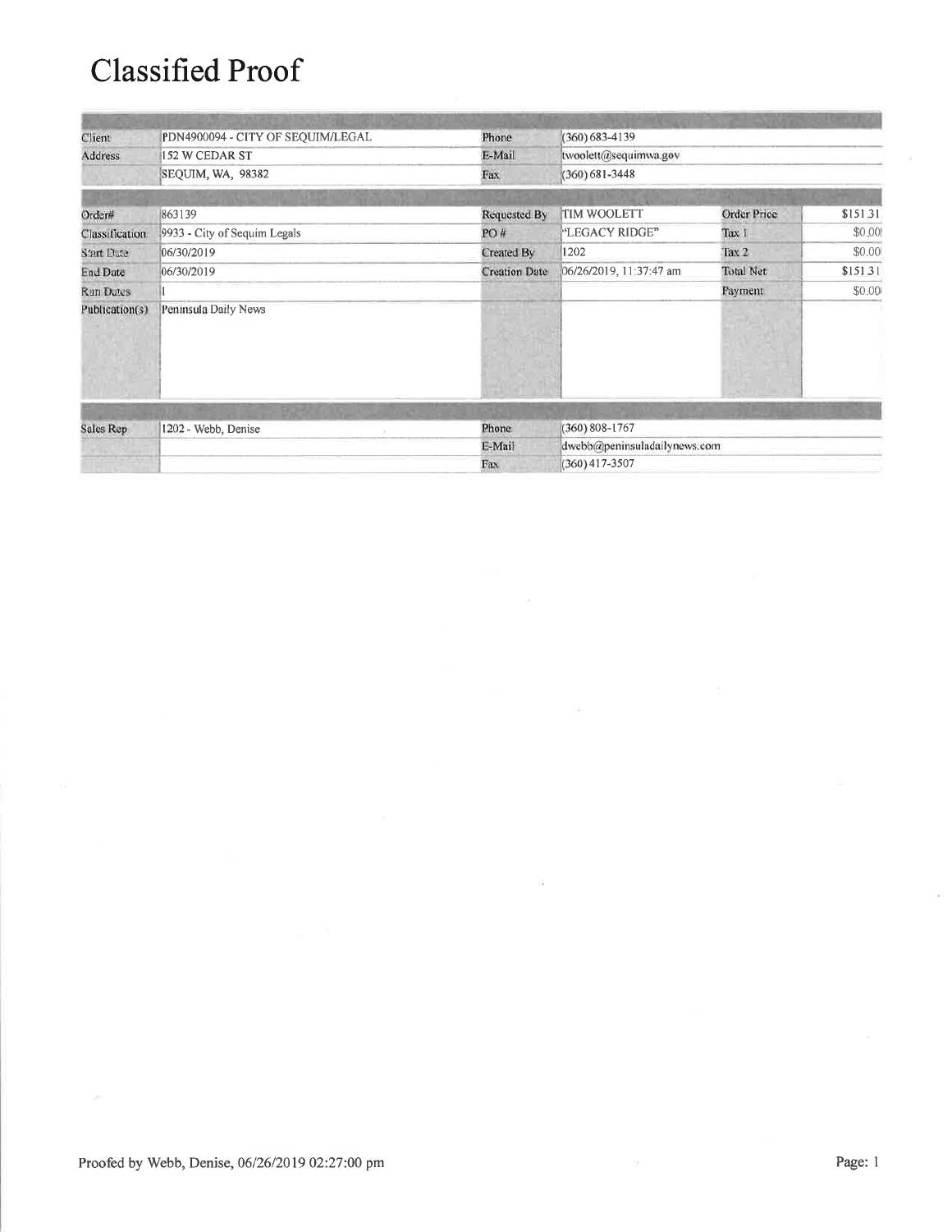# Classified Proof

| | | | |
|---|---|---|---|
| Client | PDN4900094 - CITY OF SEQUIM/LEGAL | Phone | (360) 683-4139 |
| Address | 152 W CEDAR ST | E-Mail | twoolett@sequimwa.gov |
| | SEQUIM, WA, 98382 | Fax | (360) 681-3448 |

| | | | | | |
|---|---|---|---|---|---|
| Order# | 863139 | Requested By | TIM WOOLETT | Order Price | $151.31 |
| Classification | 9933 - City of Sequim Legals | PO # | "LEGACY RIDGE" | Tax 1 | $0.00 |
| Start Date | 06/30/2019 | Created By | 1202 | Tax 2 | $0.00 |
| End Date | 06/30/2019 | Creation Date | 06/26/2019, 11:37:47 am | Total Net | $151.31 |
| Run Dates | 1 | | | Payment | $0.00 |
| Publication(s) | Peninsula Daily News | | | | |

| | | | |
|---|---|---|---|
| Sales Rep | 1202 - Webb, Denise | Phone | (360) 808-1767 |
| | | E-Mail | dwebb@peninsuladailynews.com |
| | | Fax | (360) 417-3507 |

Proofed by Webb, Denise, 06/26/2019 02:27:00 pm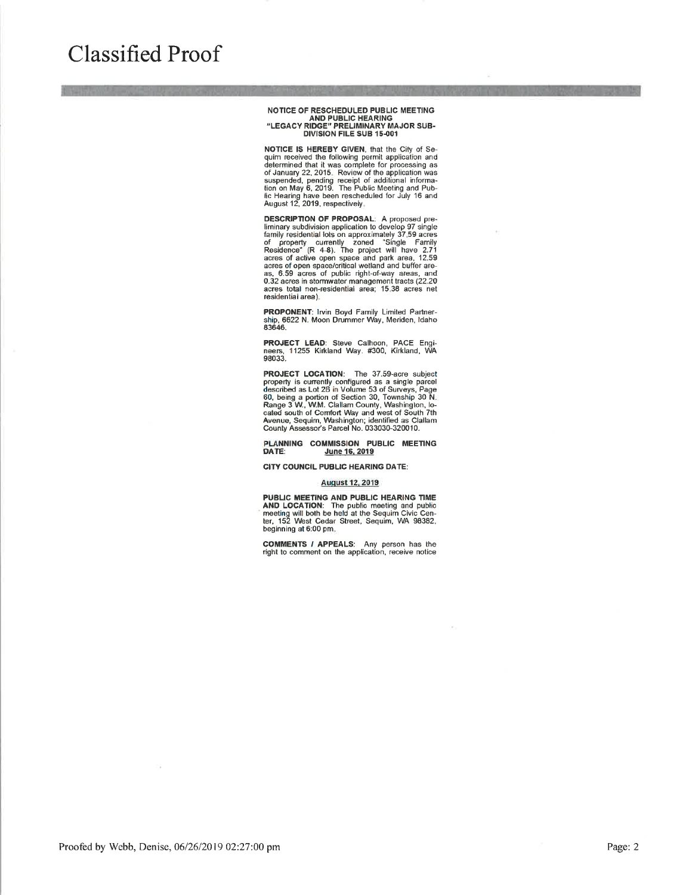# Classified Proof

**NOTICE OF RESCHEDULED PUBLIC MEETING AND PUBLIC HEARING "LEGACY RIDGE" PRELIMINARY MAJOR SUBDIVISION FILE SUB 15-001**

**NOTICE IS HEREBY GIVEN**, that the City of Sequim received the following permit application and determined that it was complete for processing as of January 22, 2015. Review of the application was suspended, pending receipt of additional information on May 6, 2019. The Public Meeting and Public Hearing have been rescheduled for July 16 and August 12, 2019, respectively.

**DESCRIPTION OF PROPOSAL**: A proposed preliminary subdivision application to develop 97 single family residential lots on approximately 37.59 acres of property currently zoned "Single Family Residence" (R 4-8). The project will have 2.71 acres of active open space and park area, 12.59 acres of open space/critical wetland and buffer areas, 6.59 acres of public right-of-way areas, and 0.32 acres in stormwater management tracts (22.20 acres total non-residential area; 15.38 acres net residential area).

**PROPONENT**: Irvin Boyd Family Limited Partnership, 6622 N. Moon Drummer Way, Meriden, Idaho 83646.

**PROJECT LEAD**: Steve Calhoon, PACE Engineers, 11255 Kirkland Way. #300, Kirkland, WA 98033.

**PROJECT LOCATION**: The 37.59-acre subject property is currently configured as a single parcel described as Lot 2B in Volume 53 of Surveys, Page 60, being a portion of Section 30, Township 30 N. Range 3 W., W.M. Clallam County, Washington, located south of Comfort Way and west of South 7th Avenue, Sequim, Washington; identified as Clallam County Assessor's Parcel No. 033030-320010.

**PLANNING COMMISSION PUBLIC MEETING DATE**: June 16, 2019

**CITY COUNCIL PUBLIC HEARING DATE**:

August 12, 2019

**PUBLIC MEETING AND PUBLIC HEARING TIME AND LOCATION**: The public meeting and public meeting will both be held at the Sequim Civic Center, 152 West Cedar Street, Sequim, WA 98382, beginning at 6:00 pm.

**COMMENTS / APPEALS**: Any person has the right to comment on the application, receive notice

Proofed by Webb, Denise, 06/26/2019 02:27:00 pm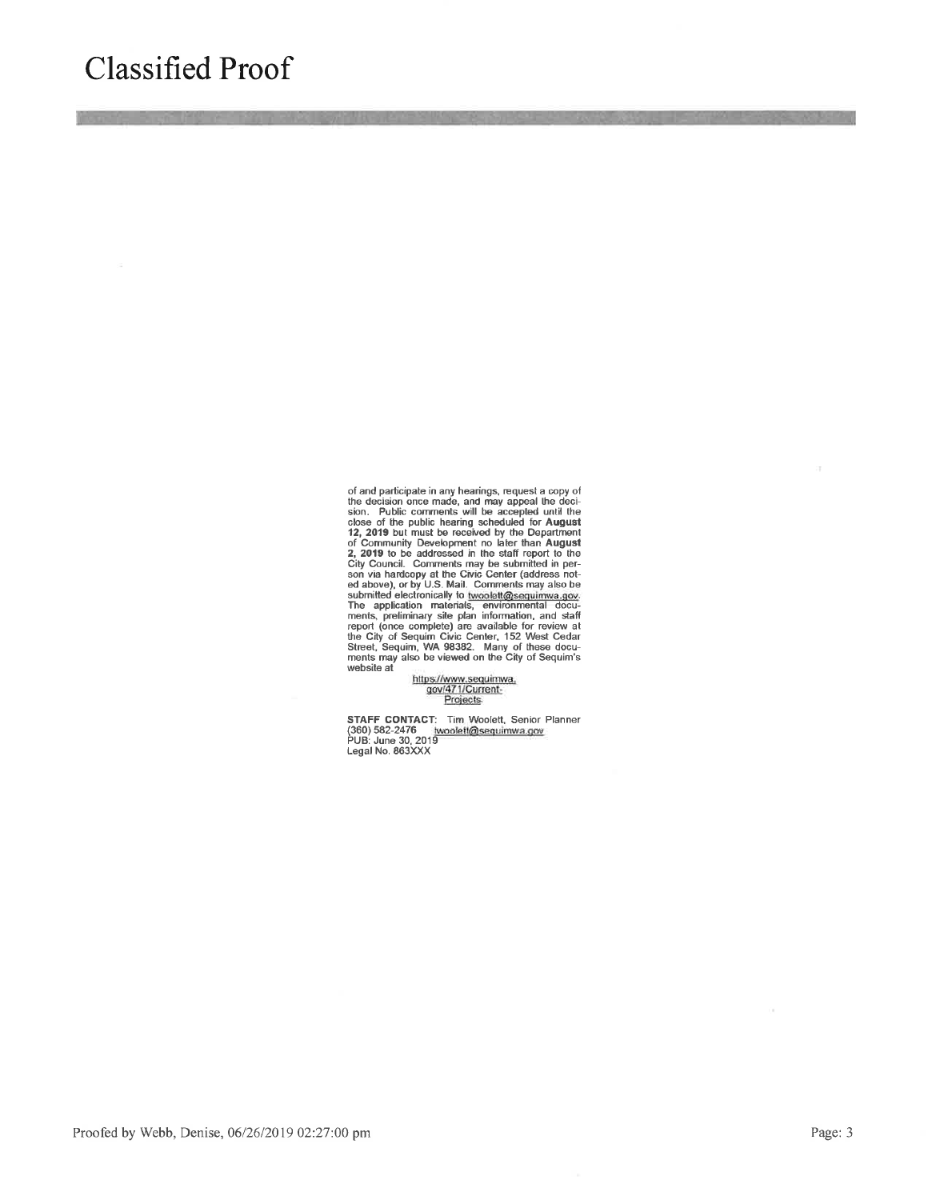# Classified Proof

of and participate in any hearings, request a copy of the decision once made, and may appeal the decision. Public comments will be accepted until the close of the public hearing scheduled for **August 12, 2019** but must be received by the Department of Community Development no later than **August 2, 2019** to be addressed in the staff report to the City Council. Comments may be submitted in person via hardcopy at the Civic Center (address noted above), or by U.S. Mail. Comments may also be submitted electronically to twoolett@sequimwa.gov. The application materials, environmental documents, preliminary site plan information, and staff report (once complete) are available for review at the City of Sequim Civic Center, 152 West Cedar Street, Sequim, WA 98382. Many of these documents may also be viewed on the City of Sequim's website at

https://www.sequimwa.gov/471/Current-Projects.

**STAFF CONTACT**: Tim Woolett, Senior Planner
(360) 582-2476 twoolett@sequimwa.gov
PUB: June 30, 2019
Legal No. 863XXX

Proofed by Webb, Denise, 06/26/2019 02:27:00 pm